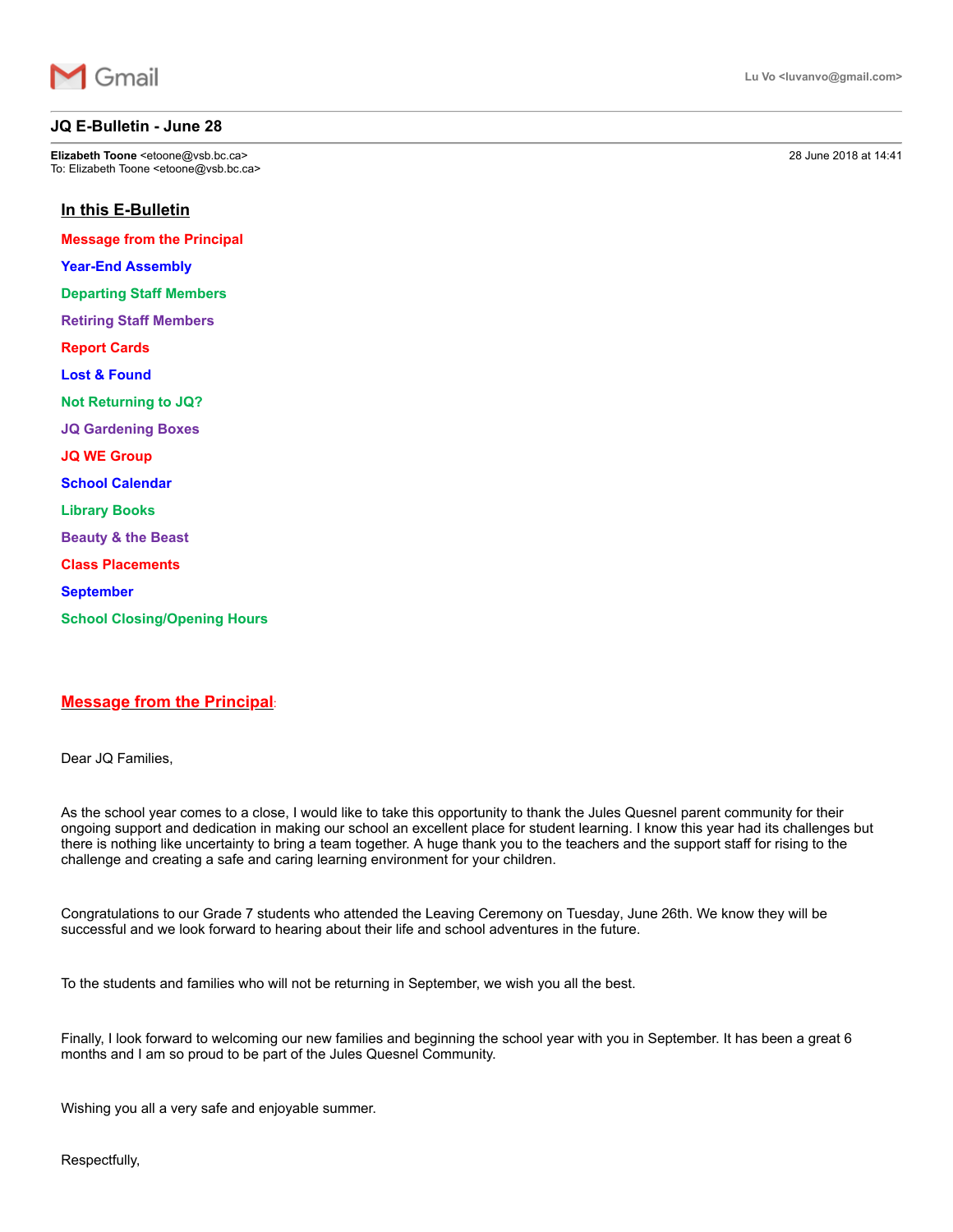Gmail

Lu Vo <luvanvo@gmail.com>

# JQ E-Bulletin - June 28

**Elizabeth Toone** <etoone@vsb.bc.ca>
To: Elizabeth Toone <etoone@vsb.bc.ca>

28 June 2018 at 14:41

## In this E-Bulletin

**Message from the Principal**

**Year-End Assembly**

**Departing Staff Members**

**Retiring Staff Members**

**Report Cards**

**Lost & Found**

**Not Returning to JQ?**

**JQ Gardening Boxes**

**JQ WE Group**

**School Calendar**

**Library Books**

**Beauty & the Beast**

**Class Placements**

**September**

**School Closing/Opening Hours**

## Message from the Principal:

Dear JQ Families,

As the school year comes to a close, I would like to take this opportunity to thank the Jules Quesnel parent community for their ongoing support and dedication in making our school an excellent place for student learning. I know this year had its challenges but there is nothing like uncertainty to bring a team together. A huge thank you to the teachers and the support staff for rising to the challenge and creating a safe and caring learning environment for your children.

Congratulations to our Grade 7 students who attended the Leaving Ceremony on Tuesday, June 26th. We know they will be successful and we look forward to hearing about their life and school adventures in the future.

To the students and families who will not be returning in September, we wish you all the best.

Finally, I look forward to welcoming our new families and beginning the school year with you in September. It has been a great 6 months and I am so proud to be part of the Jules Quesnel Community.

Wishing you all a very safe and enjoyable summer.

Respectfully,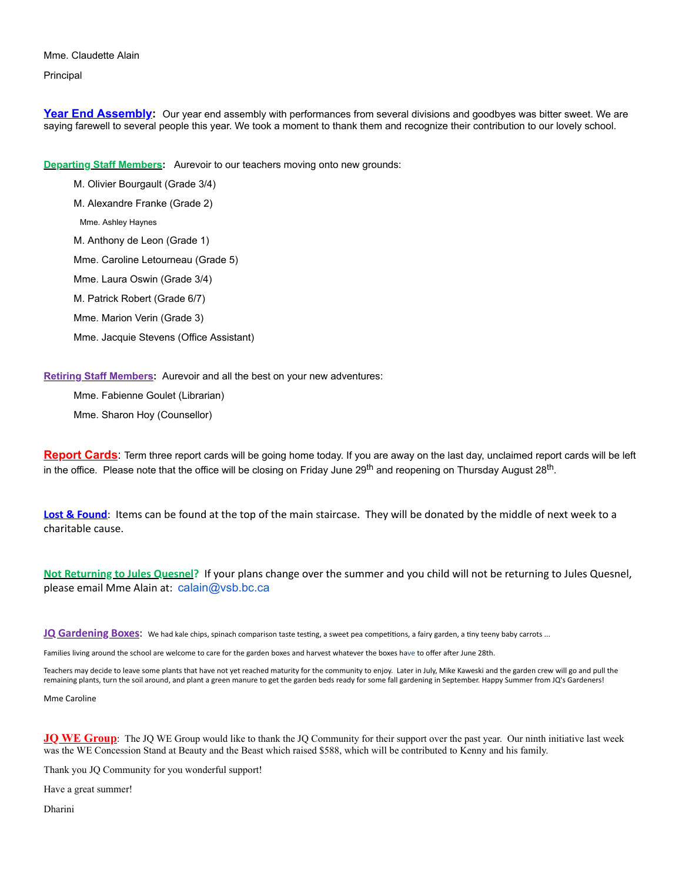Mme. Claudette Alain

Principal

**Year End Assembly:** Our year end assembly with performances from several divisions and goodbyes was bitter sweet. We are saying farewell to several people this year. We took a moment to thank them and recognize their contribution to our lovely school.

**Departing Staff Members:** Aurevoir to our teachers moving onto new grounds:

- M. Olivier Bourgault (Grade 3/4)
- M. Alexandre Franke (Grade 2)
- Mme. Ashley Haynes
- M. Anthony de Leon (Grade 1)
- Mme. Caroline Letourneau (Grade 5)
- Mme. Laura Oswin (Grade 3/4)
- M. Patrick Robert (Grade 6/7)
- Mme. Marion Verin (Grade 3)
- Mme. Jacquie Stevens (Office Assistant)

**Retiring Staff Members:** Aurevoir and all the best on your new adventures:

- Mme. Fabienne Goulet (Librarian)
- Mme. Sharon Hoy (Counsellor)

**Report Cards**: Term three report cards will be going home today. If you are away on the last day, unclaimed report cards will be left in the office. Please note that the office will be closing on Friday June 29th and reopening on Thursday August 28th.

**Lost & Found**: Items can be found at the top of the main staircase. They will be donated by the middle of next week to a charitable cause.

**Not Returning to Jules Quesnel?** If your plans change over the summer and you child will not be returning to Jules Quesnel, please email Mme Alain at: calain@vsb.bc.ca

**JQ Gardening Boxes**: We had kale chips, spinach comparison taste testing, a sweet pea competitions, a fairy garden, a tiny teeny baby carrots …

Families living around the school are welcome to care for the garden boxes and harvest whatever the boxes have to offer after June 28th.

Teachers may decide to leave some plants that have not yet reached maturity for the community to enjoy. Later in July, Mike Kaweski and the garden crew will go and pull the remaining plants, turn the soil around, and plant a green manure to get the garden beds ready for some fall gardening in September. Happy Summer from JQ's Gardeners!

Mme Caroline

**JQ WE Group**: The JQ WE Group would like to thank the JQ Community for their support over the past year. Our ninth initiative last week was the WE Concession Stand at Beauty and the Beast which raised $588, which will be contributed to Kenny and his family.

Thank you JQ Community for you wonderful support!

Have a great summer!

Dharini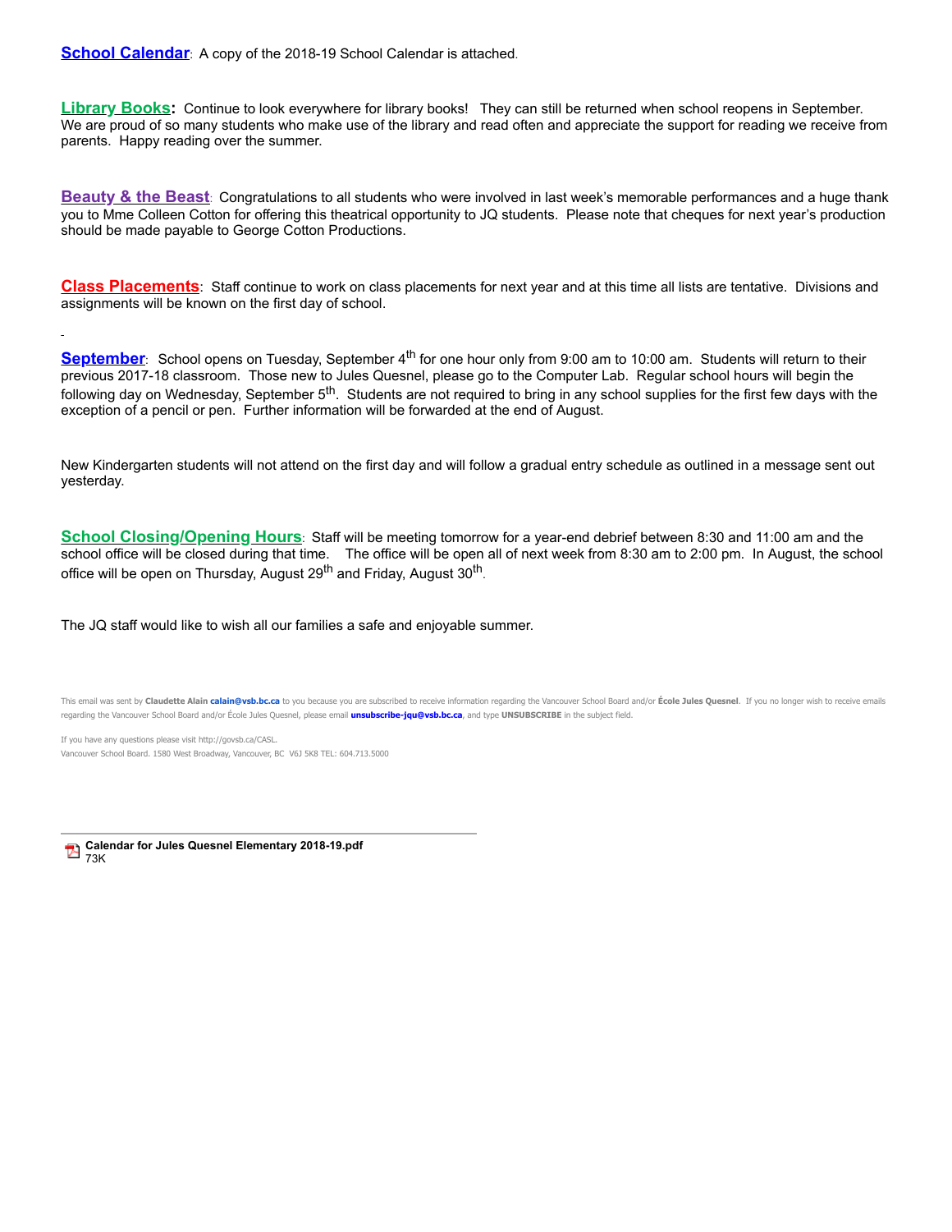**School Calendar**: A copy of the 2018-19 School Calendar is attached.

**Library Books:** Continue to look everywhere for library books! They can still be returned when school reopens in September. We are proud of so many students who make use of the library and read often and appreciate the support for reading we receive from parents. Happy reading over the summer.

**Beauty & the Beast**: Congratulations to all students who were involved in last week's memorable performances and a huge thank you to Mme Colleen Cotton for offering this theatrical opportunity to JQ students. Please note that cheques for next year's production should be made payable to George Cotton Productions.

**Class Placements**: Staff continue to work on class placements for next year and at this time all lists are tentative. Divisions and assignments will be known on the first day of school.

**September**: School opens on Tuesday, September 4th for one hour only from 9:00 am to 10:00 am. Students will return to their previous 2017-18 classroom. Those new to Jules Quesnel, please go to the Computer Lab. Regular school hours will begin the following day on Wednesday, September 5th. Students are not required to bring in any school supplies for the first few days with the exception of a pencil or pen. Further information will be forwarded at the end of August.

New Kindergarten students will not attend on the first day and will follow a gradual entry schedule as outlined in a message sent out yesterday.

**School Closing/Opening Hours**: Staff will be meeting tomorrow for a year-end debrief between 8:30 and 11:00 am and the school office will be closed during that time. The office will be open all of next week from 8:30 am to 2:00 pm. In August, the school office will be open on Thursday, August 29th and Friday, August 30th.

The JQ staff would like to wish all our families a safe and enjoyable summer.

This email was sent by **Claudette Alain** **calain@vsb.bc.ca** to you because you are subscribed to receive information regarding the Vancouver School Board and/or **École Jules Quesnel**. If you no longer wish to receive emails regarding the Vancouver School Board and/or École Jules Quesnel, please email **unsubscribe-jqu@vsb.bc.ca**, and type **UNSUBSCRIBE** in the subject field.

If you have any questions please visit http://govsb.ca/CASL.
Vancouver School Board. 1580 West Broadway, Vancouver, BC V6J 5K8 TEL: 604.713.5000

**Calendar for Jules Quesnel Elementary 2018-19.pdf**
73K